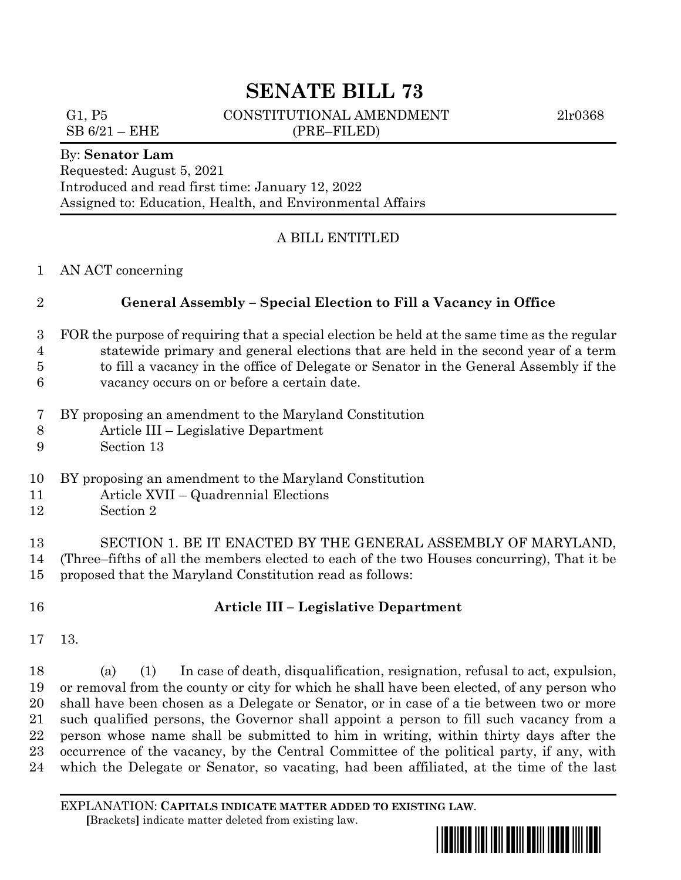# SENATE BILL 73

G1, P5 CONSTITUTIONAL AMENDMENT 2lr0368
SB 6/21 – EHE (PRE–FILED)

By: **Senator Lam**
Requested: August 5, 2021
Introduced and read first time: January 12, 2022
Assigned to: Education, Health, and Environmental Affairs

A BILL ENTITLED

AN ACT concerning

## General Assembly – Special Election to Fill a Vacancy in Office

FOR the purpose of requiring that a special election be held at the same time as the regular statewide primary and general elections that are held in the second year of a term to fill a vacancy in the office of Delegate or Senator in the General Assembly if the vacancy occurs on or before a certain date.

BY proposing an amendment to the Maryland Constitution
Article III – Legislative Department
Section 13

BY proposing an amendment to the Maryland Constitution
Article XVII – Quadrennial Elections
Section 2

SECTION 1. BE IT ENACTED BY THE GENERAL ASSEMBLY OF MARYLAND, (Three–fifths of all the members elected to each of the two Houses concurring), That it be proposed that the Maryland Constitution read as follows:

### Article III – Legislative Department

13.

(a) (1) In case of death, disqualification, resignation, refusal to act, expulsion, or removal from the county or city for which he shall have been elected, of any person who shall have been chosen as a Delegate or Senator, or in case of a tie between two or more such qualified persons, the Governor shall appoint a person to fill such vacancy from a person whose name shall be submitted to him in writing, within thirty days after the occurrence of the vacancy, by the Central Committee of the political party, if any, with which the Delegate or Senator, so vacating, had been affiliated, at the time of the last

EXPLANATION: **CAPITALS INDICATE MATTER ADDED TO EXISTING LAW**.
**[**Brackets**]** indicate matter deleted from existing law.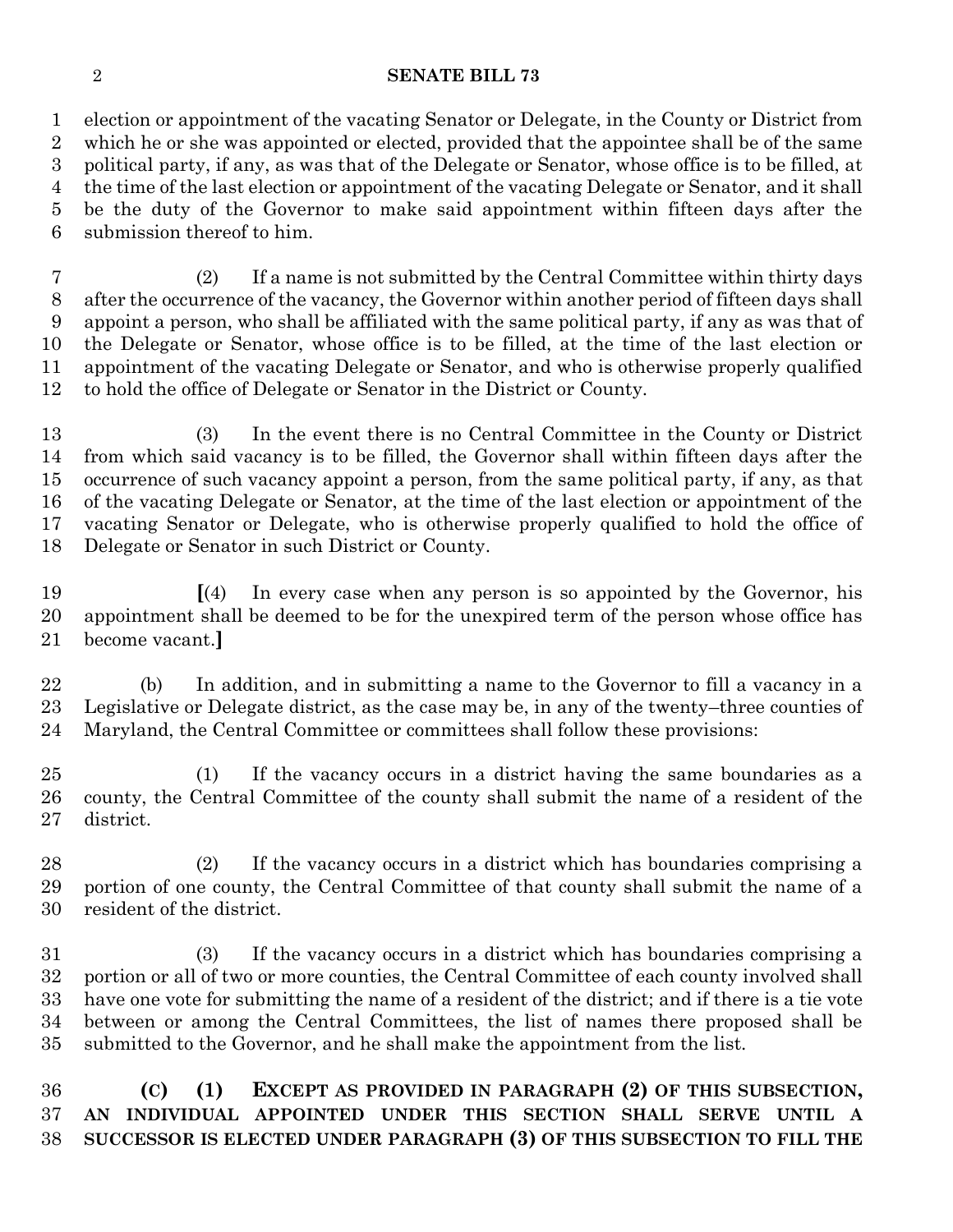election or appointment of the vacating Senator or Delegate, in the County or District from which he or she was appointed or elected, provided that the appointee shall be of the same political party, if any, as was that of the Delegate or Senator, whose office is to be filled, at the time of the last election or appointment of the vacating Delegate or Senator, and it shall be the duty of the Governor to make said appointment within fifteen days after the submission thereof to him.

(2) If a name is not submitted by the Central Committee within thirty days after the occurrence of the vacancy, the Governor within another period of fifteen days shall appoint a person, who shall be affiliated with the same political party, if any as was that of the Delegate or Senator, whose office is to be filled, at the time of the last election or appointment of the vacating Delegate or Senator, and who is otherwise properly qualified to hold the office of Delegate or Senator in the District or County.

(3) In the event there is no Central Committee in the County or District from which said vacancy is to be filled, the Governor shall within fifteen days after the occurrence of such vacancy appoint a person, from the same political party, if any, as that of the vacating Delegate or Senator, at the time of the last election or appointment of the vacating Senator or Delegate, who is otherwise properly qualified to hold the office of Delegate or Senator in such District or County.

**[**(4) In every case when any person is so appointed by the Governor, his appointment shall be deemed to be for the unexpired term of the person whose office has become vacant.**]**

(b) In addition, and in submitting a name to the Governor to fill a vacancy in a Legislative or Delegate district, as the case may be, in any of the twenty–three counties of Maryland, the Central Committee or committees shall follow these provisions:

(1) If the vacancy occurs in a district having the same boundaries as a county, the Central Committee of the county shall submit the name of a resident of the district.

(2) If the vacancy occurs in a district which has boundaries comprising a portion of one county, the Central Committee of that county shall submit the name of a resident of the district.

(3) If the vacancy occurs in a district which has boundaries comprising a portion or all of two or more counties, the Central Committee of each county involved shall have one vote for submitting the name of a resident of the district; and if there is a tie vote between or among the Central Committees, the list of names there proposed shall be submitted to the Governor, and he shall make the appointment from the list.

**(C) (1) EXCEPT AS PROVIDED IN PARAGRAPH (2) OF THIS SUBSECTION, AN INDIVIDUAL APPOINTED UNDER THIS SECTION SHALL SERVE UNTIL A SUCCESSOR IS ELECTED UNDER PARAGRAPH (3) OF THIS SUBSECTION TO FILL THE**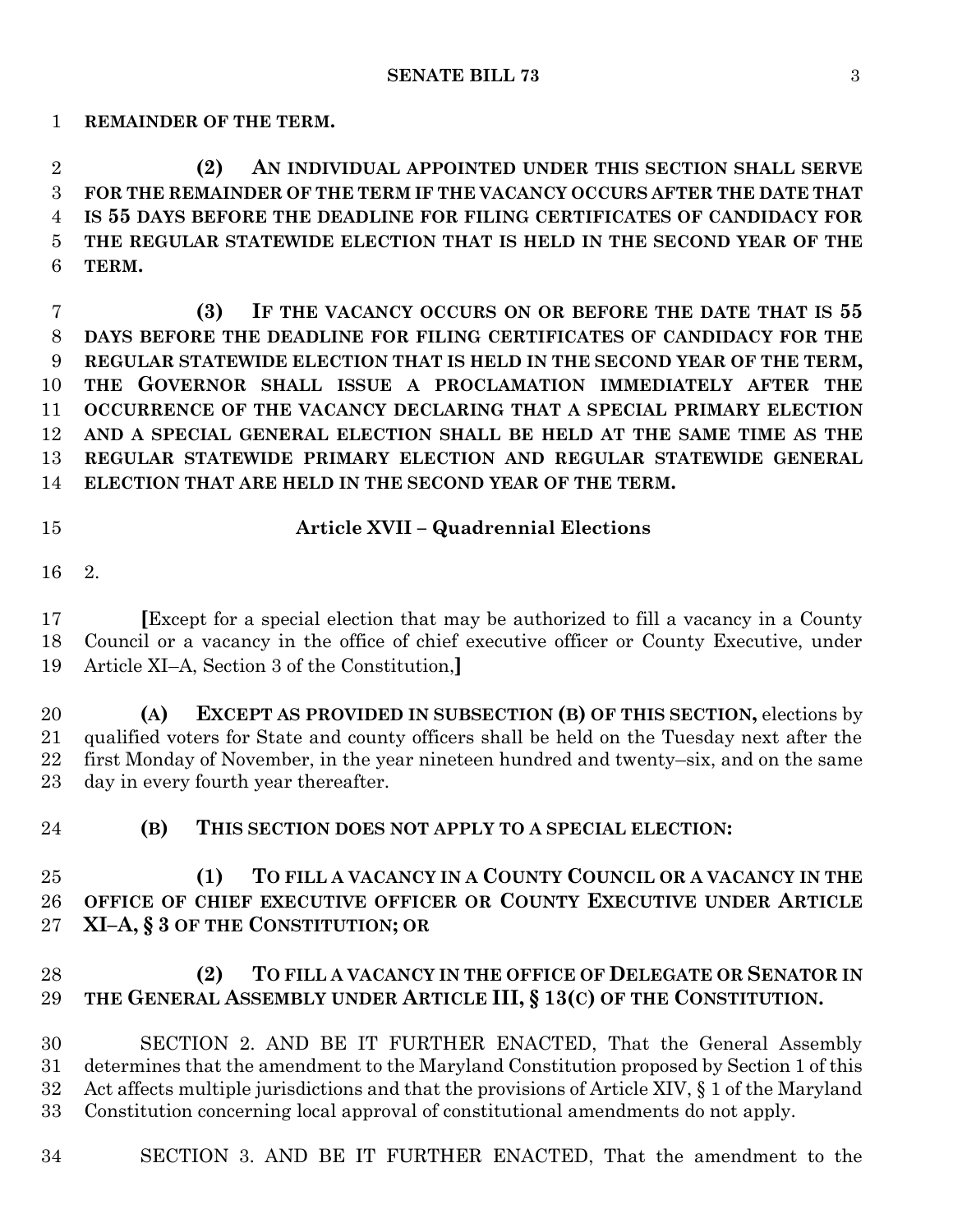**REMAINDER OF THE TERM.**

**(2) AN INDIVIDUAL APPOINTED UNDER THIS SECTION SHALL SERVE FOR THE REMAINDER OF THE TERM IF THE VACANCY OCCURS AFTER THE DATE THAT IS 55 DAYS BEFORE THE DEADLINE FOR FILING CERTIFICATES OF CANDIDACY FOR THE REGULAR STATEWIDE ELECTION THAT IS HELD IN THE SECOND YEAR OF THE TERM.**

**(3) IF THE VACANCY OCCURS ON OR BEFORE THE DATE THAT IS 55 DAYS BEFORE THE DEADLINE FOR FILING CERTIFICATES OF CANDIDACY FOR THE REGULAR STATEWIDE ELECTION THAT IS HELD IN THE SECOND YEAR OF THE TERM, THE GOVERNOR SHALL ISSUE A PROCLAMATION IMMEDIATELY AFTER THE OCCURRENCE OF THE VACANCY DECLARING THAT A SPECIAL PRIMARY ELECTION AND A SPECIAL GENERAL ELECTION SHALL BE HELD AT THE SAME TIME AS THE REGULAR STATEWIDE PRIMARY ELECTION AND REGULAR STATEWIDE GENERAL ELECTION THAT ARE HELD IN THE SECOND YEAR OF THE TERM.**

**Article XVII – Quadrennial Elections**

2.

**[**Except for a special election that may be authorized to fill a vacancy in a County Council or a vacancy in the office of chief executive officer or County Executive, under Article XI–A, Section 3 of the Constitution,**]**

**(A) EXCEPT AS PROVIDED IN SUBSECTION (B) OF THIS SECTION,** elections by qualified voters for State and county officers shall be held on the Tuesday next after the first Monday of November, in the year nineteen hundred and twenty–six, and on the same day in every fourth year thereafter.

**(B) THIS SECTION DOES NOT APPLY TO A SPECIAL ELECTION:**

**(1) TO FILL A VACANCY IN A COUNTY COUNCIL OR A VACANCY IN THE OFFICE OF CHIEF EXECUTIVE OFFICER OR COUNTY EXECUTIVE UNDER ARTICLE XI–A, § 3 OF THE CONSTITUTION; OR**

**(2) TO FILL A VACANCY IN THE OFFICE OF DELEGATE OR SENATOR IN THE GENERAL ASSEMBLY UNDER ARTICLE III, § 13(C) OF THE CONSTITUTION.**

SECTION 2. AND BE IT FURTHER ENACTED, That the General Assembly determines that the amendment to the Maryland Constitution proposed by Section 1 of this Act affects multiple jurisdictions and that the provisions of Article XIV, § 1 of the Maryland Constitution concerning local approval of constitutional amendments do not apply.

SECTION 3. AND BE IT FURTHER ENACTED, That the amendment to the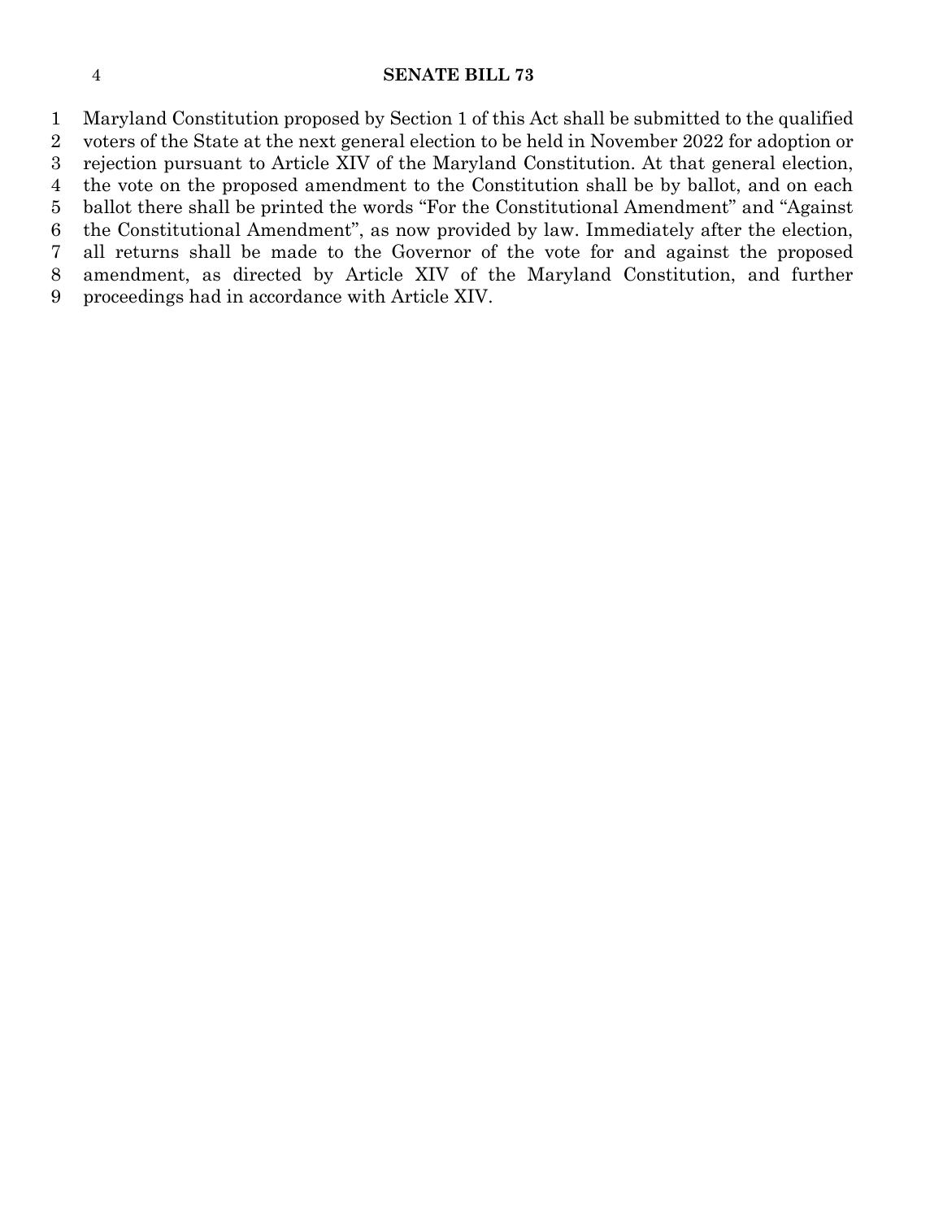Maryland Constitution proposed by Section 1 of this Act shall be submitted to the qualified voters of the State at the next general election to be held in November 2022 for adoption or rejection pursuant to Article XIV of the Maryland Constitution. At that general election, the vote on the proposed amendment to the Constitution shall be by ballot, and on each ballot there shall be printed the words "For the Constitutional Amendment" and "Against the Constitutional Amendment", as now provided by law. Immediately after the election, all returns shall be made to the Governor of the vote for and against the proposed amendment, as directed by Article XIV of the Maryland Constitution, and further proceedings had in accordance with Article XIV.